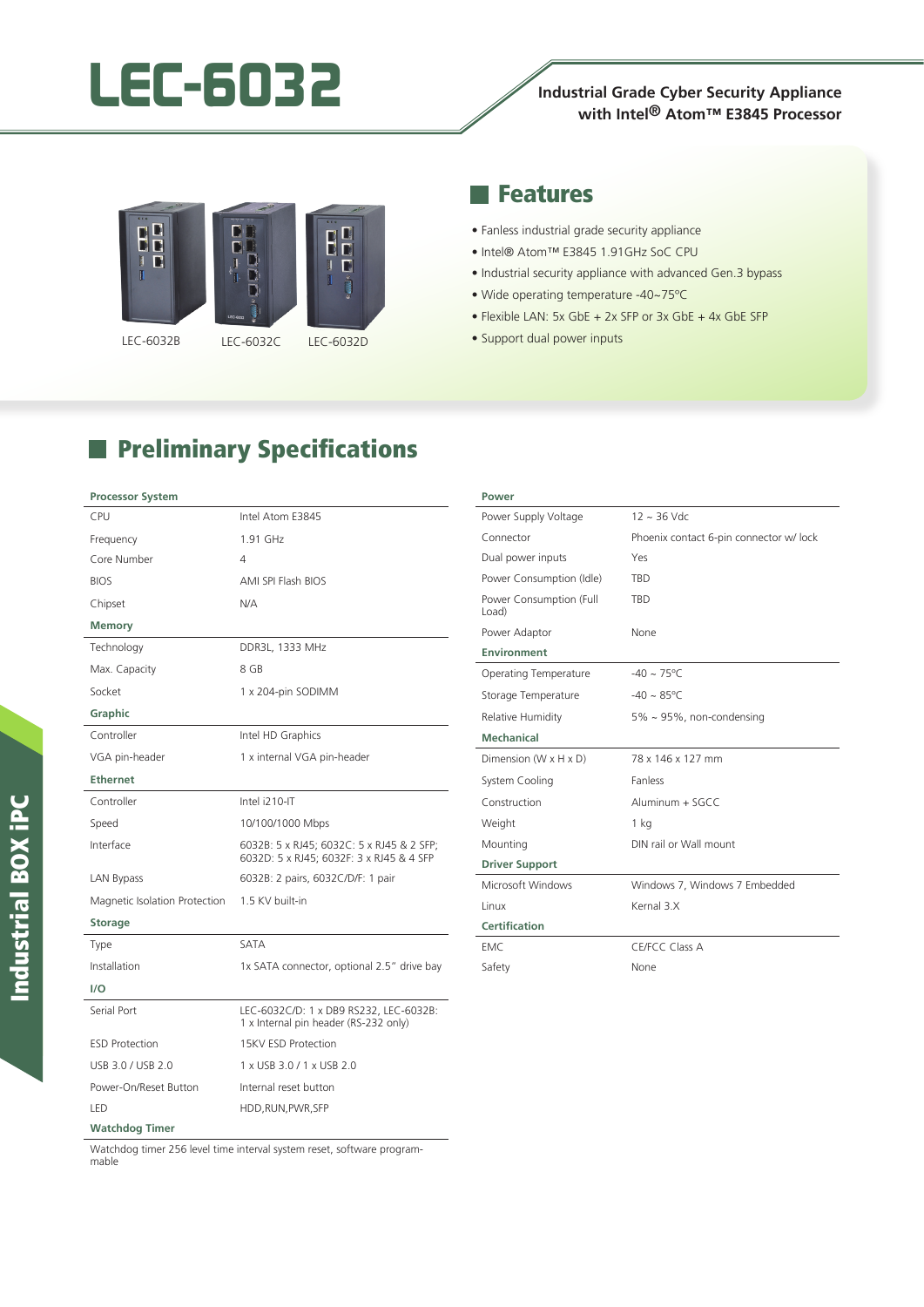# LEC-6032

**Industrial Grade Cyber Security Appliance with Intel® Atom™ E3845 Processor**

LEC-6032B LEC-6032C LEC-6032D

## Features

- Fanless industrial grade security appliance
- Intel® Atom™ E3845 1.91GHz SoC CPU
- Industrial security appliance with advanced Gen.3 bypass
- Wide operating temperature -40~75°C
- Flexible LAN: 5x GbE + 2x SFP or 3x GbE + 4x GbE SFP
- Support dual power inputs

## Preliminary Specifications

| | |
|---|---|
| **Processor System** | |
| CPU | Intel Atom E3845 |
| Frequency | 1.91 GHz |
| Core Number | 4 |
| BIOS | AMI SPI Flash BIOS |
| Chipset | N/A |
| **Memory** | |
| Technology | DDR3L, 1333 MHz |
| Max. Capacity | 8 GB |
| Socket | 1 x 204-pin SODIMM |
| **Graphic** | |
| Controller | Intel HD Graphics |
| VGA pin-header | 1 x internal VGA pin-header |
| **Ethernet** | |
| Controller | Intel i210-IT |
| Speed | 10/100/1000 Mbps |
| Interface | 6032B: 5 x RJ45; 6032C: 5 x RJ45 & 2 SFP; 6032D: 5 x RJ45; 6032F: 3 x RJ45 & 4 SFP |
| LAN Bypass | 6032B: 2 pairs, 6032C/D/F: 1 pair |
| Magnetic Isolation Protection | 1.5 KV built-in |
| **Storage** | |
| Type | SATA |
| Installation | 1x SATA connector, optional 2.5" drive bay |
| **I/O** | |
| Serial Port | LEC-6032C/D: 1 x DB9 RS232, LEC-6032B: 1 x Internal pin header (RS-232 only) |
| ESD Protection | 15KV ESD Protection |
| USB 3.0 / USB 2.0 | 1 x USB 3.0 / 1 x USB 2.0 |
| Power-On/Reset Button | Internal reset button |
| LED | HDD,RUN,PWR,SFP |
| **Watchdog Timer** | |
| Watchdog timer 256 level time interval system reset, software programmable | |

| | |
|---|---|
| **Power** | |
| Power Supply Voltage | 12 ~ 36 Vdc |
| Connector | Phoenix contact 6-pin connector w/ lock |
| Dual power inputs | Yes |
| Power Consumption (Idle) | TBD |
| Power Consumption (Full Load) | TBD |
| Power Adaptor | None |
| **Environment** | |
| Operating Temperature | -40 ~ 75°C |
| Storage Temperature | -40 ~ 85°C |
| Relative Humidity | 5% ~ 95%, non-condensing |
| **Mechanical** | |
| Dimension (W x H x D) | 78 x 146 x 127 mm |
| System Cooling | Fanless |
| Construction | Aluminum + SGCC |
| Weight | 1 kg |
| Mounting | DIN rail or Wall mount |
| **Driver Support** | |
| Microsoft Windows | Windows 7, Windows 7 Embedded |
| Linux | Kernal 3.X |
| **Certification** | |
| EMC | CE/FCC Class A |
| Safety | None |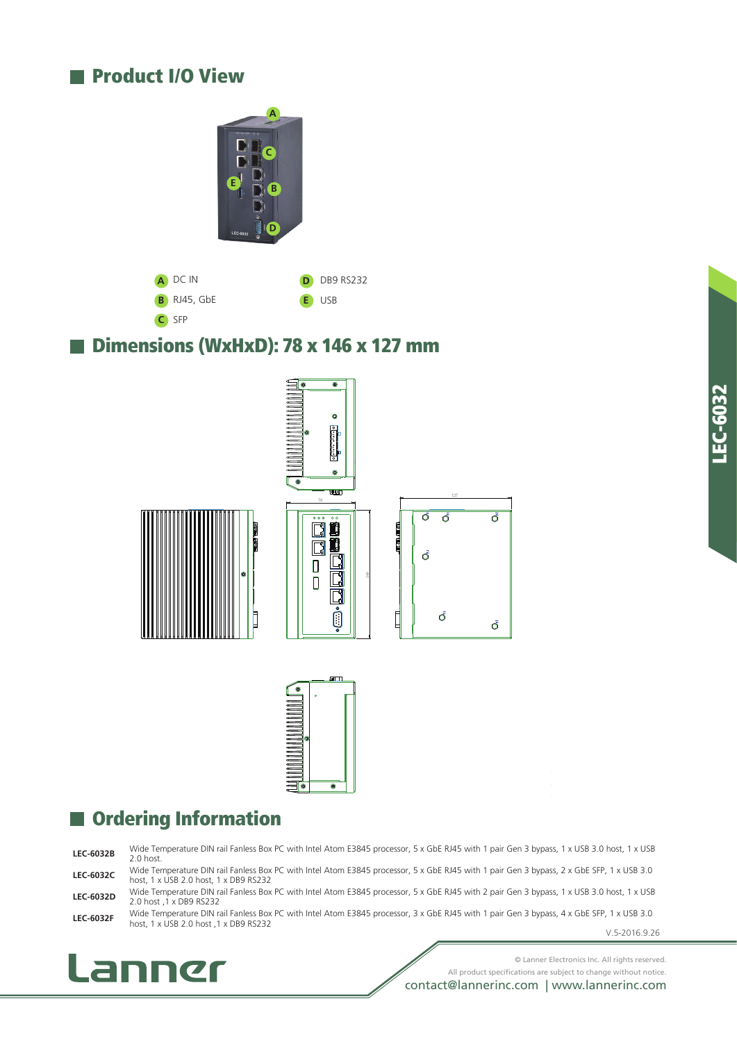## Product I/O View

A DC IN
B RJ45, GbE
C SFP
D DB9 RS232
E USB

## Dimensions (WxHxD): 78 x 146 x 127 mm

## Ordering Information

| | |
|---|---|
| **LEC-6032B** | Wide Temperature DIN rail Fanless Box PC with Intel Atom E3845 processor, 5 x GbE RJ45 with 1 pair Gen 3 bypass, 1 x USB 3.0 host, 1 x USB 2.0 host. |
| **LEC-6032C** | Wide Temperature DIN rail Fanless Box PC with Intel Atom E3845 processor, 5 x GbE RJ45 with 1 pair Gen 3 bypass, 2 x GbE SFP, 1 x USB 3.0 host, 1 x USB 2.0 host, 1 x DB9 RS232 |
| **LEC-6032D** | Wide Temperature DIN rail Fanless Box PC with Intel Atom E3845 processor, 5 x GbE RJ45 with 2 pair Gen 3 bypass, 1 x USB 3.0 host, 1 x USB 2.0 host ,1 x DB9 RS232 |
| **LEC-6032F** | Wide Temperature DIN rail Fanless Box PC with Intel Atom E3845 processor, 3 x GbE RJ45 with 1 pair Gen 3 bypass, 4 x GbE SFP, 1 x USB 3.0 host, 1 x USB 2.0 host ,1 x DB9 RS232 |

V.5-2016.9.26

Lanner

© Lanner Electronics Inc. All rights reserved.
All product specifications are subject to change without notice.
contact@lannerinc.com | www.lannerinc.com